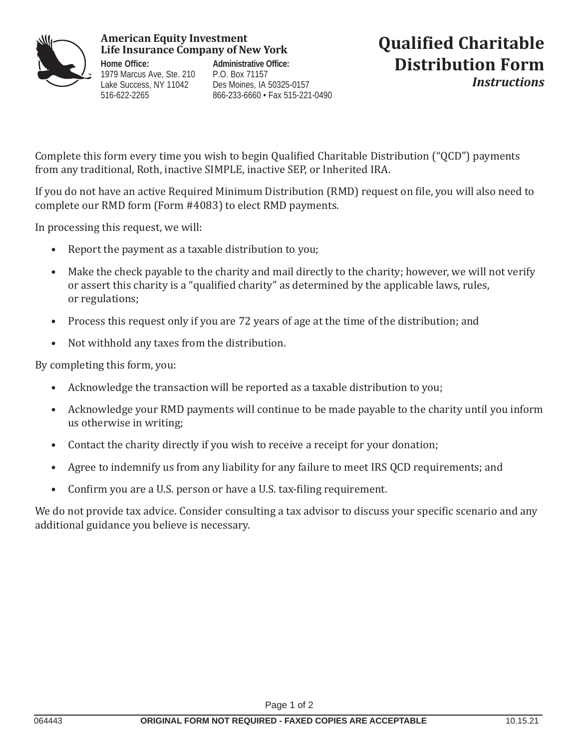**American Equity Investment Life Insurance Company of New York**

**Home Office:**
1979 Marcus Ave, Ste. 210
Lake Success, NY 11042
516-622-2265

**Administrative Office:**
P.O. Box 71157
Des Moines, IA 50325-0157
866-233-6660 • Fax 515-221-0490

# Qualified Charitable Distribution Form

***Instructions***

Complete this form every time you wish to begin Qualified Charitable Distribution ("QCD") payments from any traditional, Roth, inactive SIMPLE, inactive SEP, or Inherited IRA.

If you do not have an active Required Minimum Distribution (RMD) request on file, you will also need to complete our RMD form (Form #4083) to elect RMD payments.

In processing this request, we will:

- Report the payment as a taxable distribution to you;
- Make the check payable to the charity and mail directly to the charity; however, we will not verify or assert this charity is a "qualified charity" as determined by the applicable laws, rules, or regulations;
- Process this request only if you are 72 years of age at the time of the distribution; and
- Not withhold any taxes from the distribution.

By completing this form, you:

- Acknowledge the transaction will be reported as a taxable distribution to you;
- Acknowledge your RMD payments will continue to be made payable to the charity until you inform us otherwise in writing;
- Contact the charity directly if you wish to receive a receipt for your donation;
- Agree to indemnify us from any liability for any failure to meet IRS QCD requirements; and
- Confirm you are a U.S. person or have a U.S. tax-filing requirement.

We do not provide tax advice. Consider consulting a tax advisor to discuss your specific scenario and any additional guidance you believe is necessary.

064443 **ORIGINAL FORM NOT REQUIRED - FAXED COPIES ARE ACCEPTABLE** 10.15.21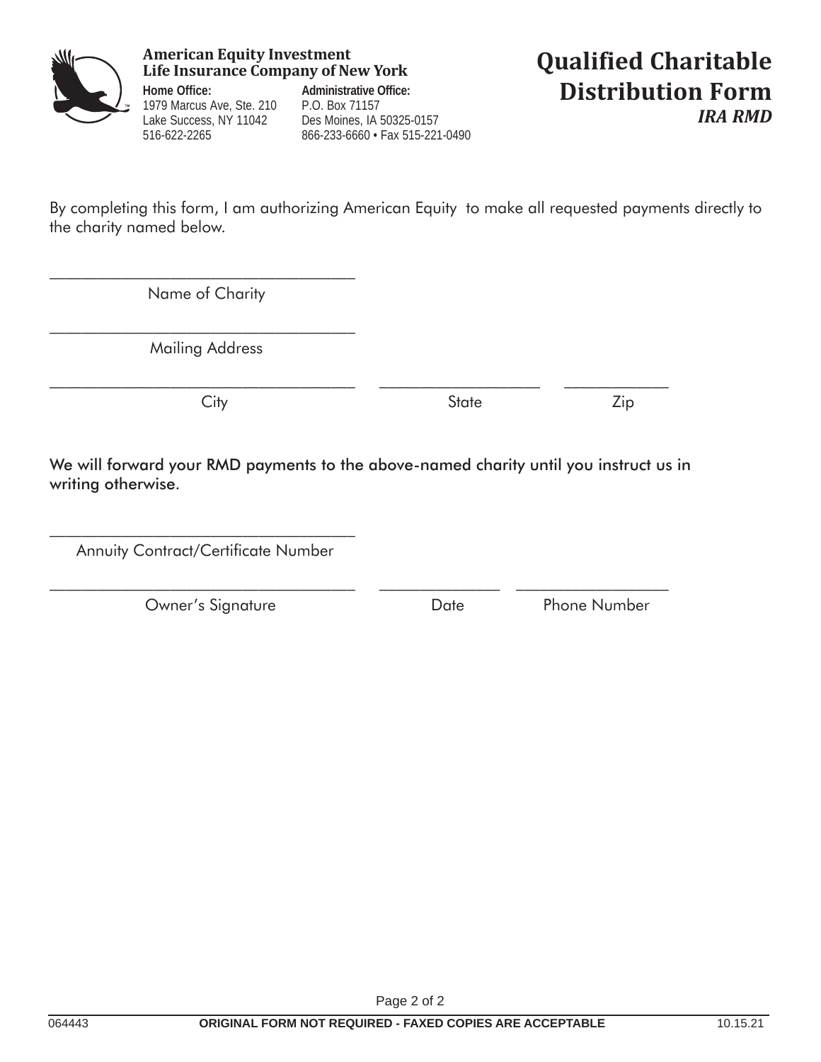**American Equity Investment Life Insurance Company of New York**

**Home Office:**
1979 Marcus Ave, Ste. 210
Lake Success, NY 11042
516-622-2265

**Administrative Office:**
P.O. Box 71157
Des Moines, IA 50325-0157
866-233-6660 • Fax 515-221-0490

# Qualified Charitable Distribution Form

***IRA RMD***

By completing this form, I am authorizing American Equity to make all requested payments directly to the charity named below.

___________________________________
Name of Charity

___________________________________
Mailing Address

___________________________________ __________________ ____________
City State Zip

We will forward your RMD payments to the above-named charity until you instruct us in writing otherwise.

___________________________________
Annuity Contract/Certificate Number

___________________________________ ______________ _________________
Owner's Signature Date Phone Number

064443 **ORIGINAL FORM NOT REQUIRED - FAXED COPIES ARE ACCEPTABLE** 10.15.21